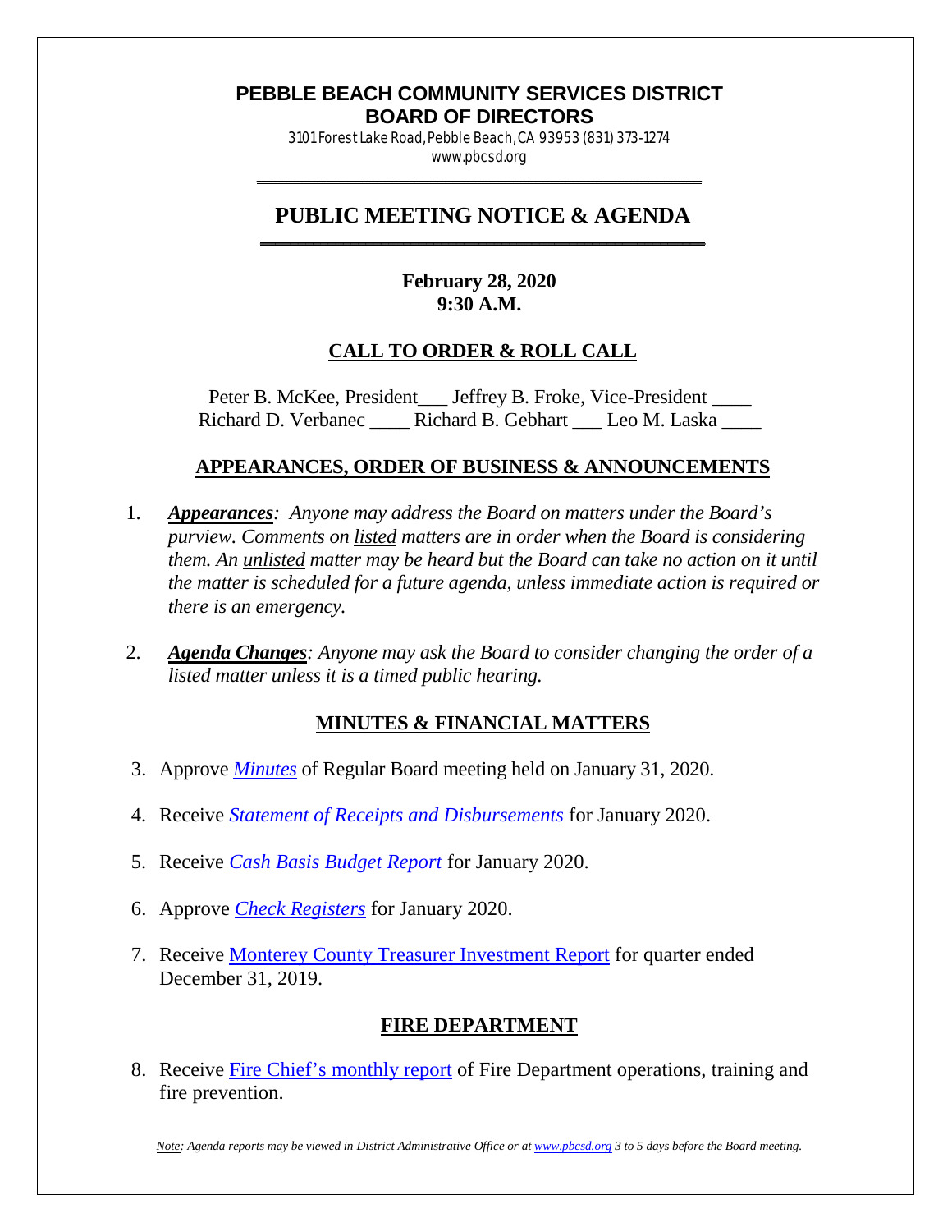# PEBBLE BEACH COMMUNITY SERVICES DISTRICT
# BOARD OF DIRECTORS

3101 Forest Lake Road, Pebble Beach, CA 93953 (831) 373-1274
www.pbcsd.org

## PUBLIC MEETING NOTICE & AGENDA

**February 28, 2020**
**9:30 A.M.**

## CALL TO ORDER & ROLL CALL

Peter B. McKee, President___ Jeffrey B. Froke, Vice-President ____
Richard D. Verbanec ____ Richard B. Gebhart ___ Leo M. Laska ____

## APPEARANCES, ORDER OF BUSINESS & ANNOUNCEMENTS

1. ***Appearances***: *Anyone may address the Board on matters under the Board's purview. Comments on listed matters are in order when the Board is considering them. An unlisted matter may be heard but the Board can take no action on it until the matter is scheduled for a future agenda, unless immediate action is required or there is an emergency.*

2. ***Agenda Changes***: *Anyone may ask the Board to consider changing the order of a listed matter unless it is a timed public hearing.*

## MINUTES & FINANCIAL MATTERS

3. Approve *Minutes* of Regular Board meeting held on January 31, 2020.

4. Receive *Statement of Receipts and Disbursements* for January 2020.

5. Receive *Cash Basis Budget Report* for January 2020.

6. Approve *Check Registers* for January 2020.

7. Receive Monterey County Treasurer Investment Report for quarter ended December 31, 2019.

## FIRE DEPARTMENT

8. Receive Fire Chief's monthly report of Fire Department operations, training and fire prevention.

*Note: Agenda reports may be viewed in District Administrative Office or at www.pbcsd.org 3 to 5 days before the Board meeting.*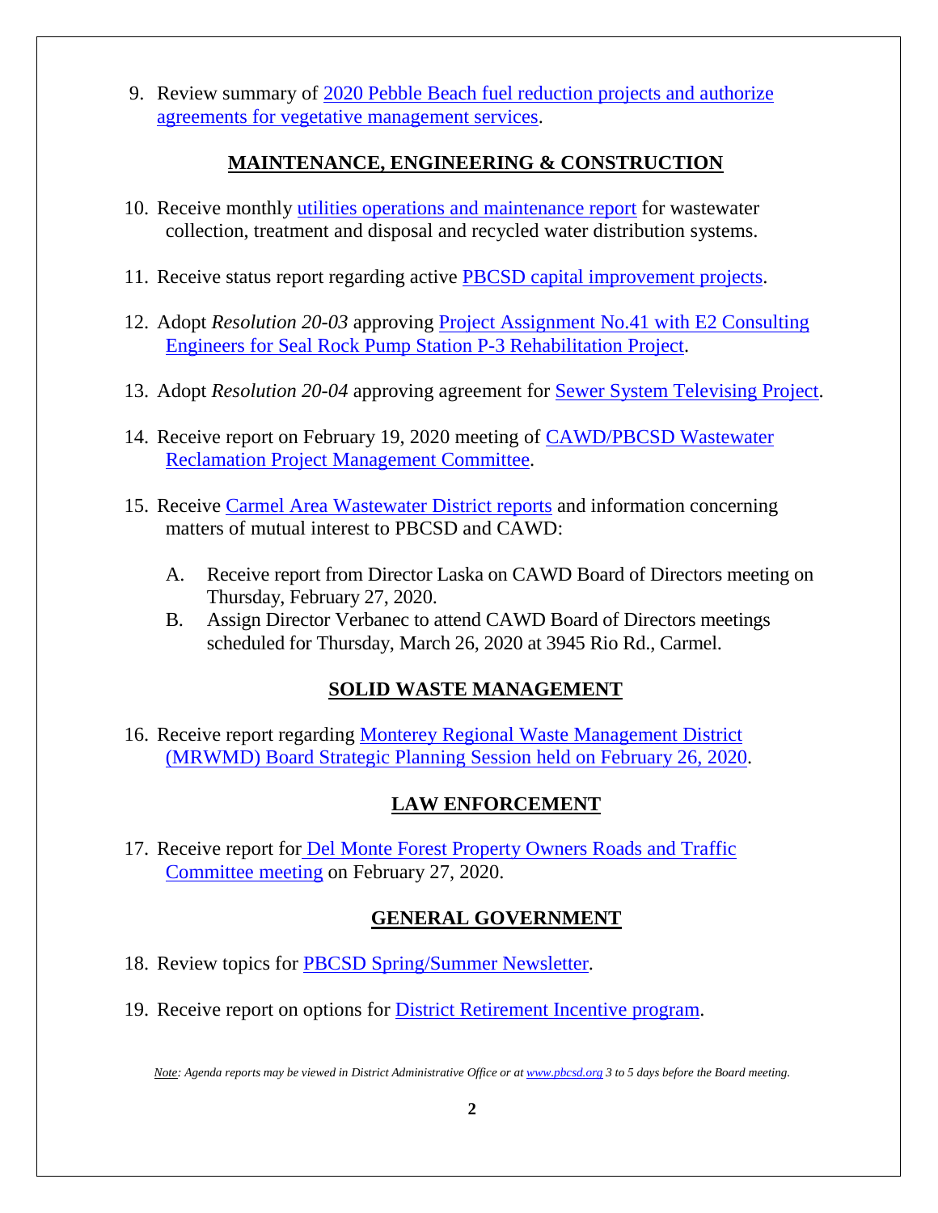9. Review summary of 2020 Pebble Beach fuel reduction projects and authorize agreements for vegetative management services.

## MAINTENANCE, ENGINEERING & CONSTRUCTION

10. Receive monthly utilities operations and maintenance report for wastewater collection, treatment and disposal and recycled water distribution systems.

11. Receive status report regarding active PBCSD capital improvement projects.

12. Adopt *Resolution 20-03* approving Project Assignment No.41 with E2 Consulting Engineers for Seal Rock Pump Station P-3 Rehabilitation Project.

13. Adopt *Resolution 20-04* approving agreement for Sewer System Televising Project.

14. Receive report on February 19, 2020 meeting of CAWD/PBCSD Wastewater Reclamation Project Management Committee.

15. Receive Carmel Area Wastewater District reports and information concerning matters of mutual interest to PBCSD and CAWD:

    A. Receive report from Director Laska on CAWD Board of Directors meeting on Thursday, February 27, 2020.

    B. Assign Director Verbanec to attend CAWD Board of Directors meetings scheduled for Thursday, March 26, 2020 at 3945 Rio Rd., Carmel.

## SOLID WASTE MANAGEMENT

16. Receive report regarding Monterey Regional Waste Management District (MRWMD) Board Strategic Planning Session held on February 26, 2020.

## LAW ENFORCEMENT

17. Receive report for Del Monte Forest Property Owners Roads and Traffic Committee meeting on February 27, 2020.

## GENERAL GOVERNMENT

18. Review topics for PBCSD Spring/Summer Newsletter.

19. Receive report on options for District Retirement Incentive program.

*Note: Agenda reports may be viewed in District Administrative Office or at www.pbcsd.org 3 to 5 days before the Board meeting.*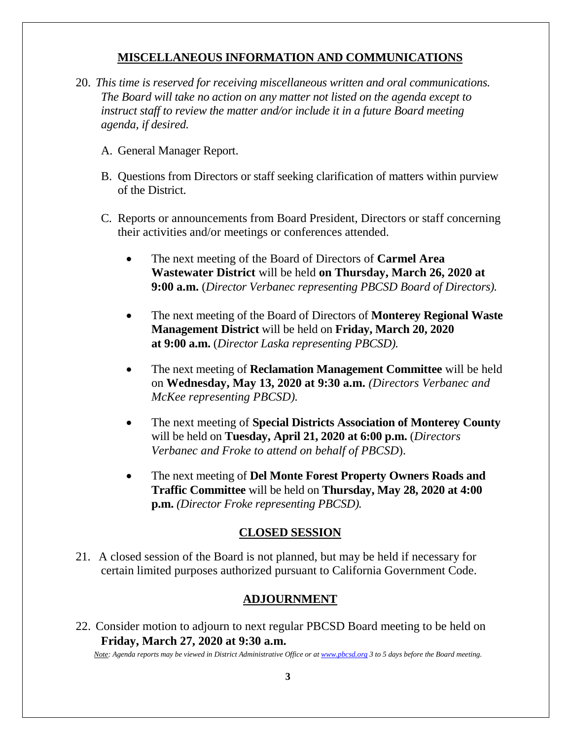## MISCELLANEOUS INFORMATION AND COMMUNICATIONS

20. *This time is reserved for receiving miscellaneous written and oral communications. The Board will take no action on any matter not listed on the agenda except to instruct staff to review the matter and/or include it in a future Board meeting agenda, if desired.*

    A. General Manager Report.

    B. Questions from Directors or staff seeking clarification of matters within purview of the District.

    C. Reports or announcements from Board President, Directors or staff concerning their activities and/or meetings or conferences attended.

    - The next meeting of the Board of Directors of **Carmel Area Wastewater District** will be held **on Thursday, March 26, 2020 at 9:00 a.m.** (*Director Verbanec representing PBCSD Board of Directors).*

    - The next meeting of the Board of Directors of **Monterey Regional Waste Management District** will be held on **Friday, March 20, 2020 at 9:00 a.m.** (*Director Laska representing PBCSD).*

    - The next meeting of **Reclamation Management Committee** will be held on **Wednesday, May 13, 2020 at 9:30 a.m.** *(Directors Verbanec and McKee representing PBCSD).*

    - The next meeting of **Special Districts Association of Monterey County** will be held on **Tuesday, April 21, 2020 at 6:00 p.m.** (*Directors Verbanec and Froke to attend on behalf of PBCSD*).

    - The next meeting of **Del Monte Forest Property Owners Roads and Traffic Committee** will be held on **Thursday, May 28, 2020 at 4:00 p.m.** *(Director Froke representing PBCSD).*

## CLOSED SESSION

21. A closed session of the Board is not planned, but may be held if necessary for certain limited purposes authorized pursuant to California Government Code.

## ADJOURNMENT

22. Consider motion to adjourn to next regular PBCSD Board meeting to be held on **Friday, March 27, 2020 at 9:30 a.m.**

*Note: Agenda reports may be viewed in District Administrative Office or at www.pbcsd.org 3 to 5 days before the Board meeting.*